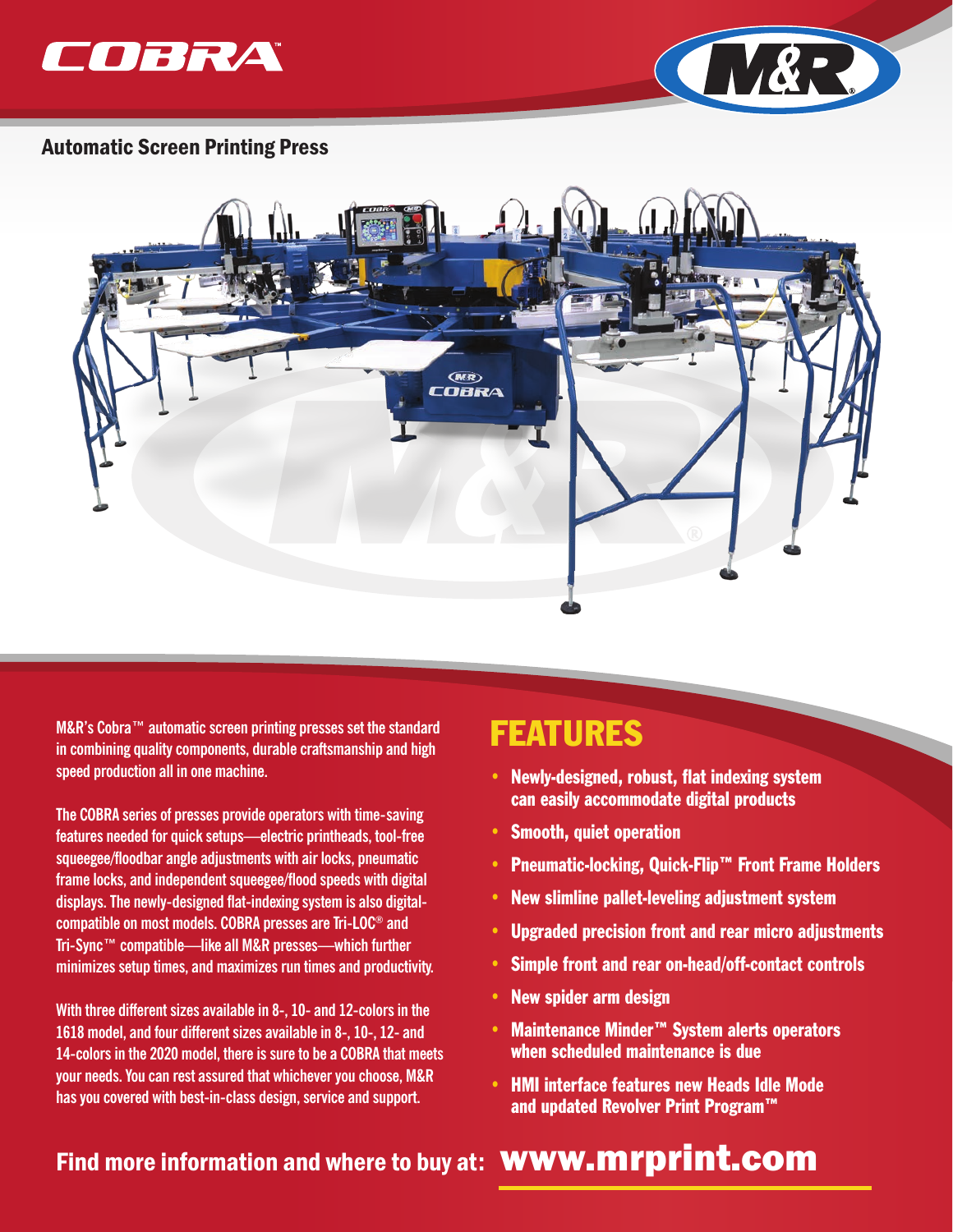# COBRA™

## Automatic Screen Printing Press

M&R's Cobra™ automatic screen printing presses set the standard in combining quality components, durable craftsmanship and high speed production all in one machine.

The COBRA series of presses provide operators with time-saving features needed for quick setups—electric printheads, tool-free squeegee/floodbar angle adjustments with air locks, pneumatic frame locks, and independent squeegee/flood speeds with digital displays. The newly-designed flat-indexing system is also digital-compatible on most models. COBRA presses are Tri-LOC® and Tri-Sync™ compatible—like all M&R presses—which further minimizes setup times, and maximizes run times and productivity.

With three different sizes available in 8-, 10- and 12-colors in the 1618 model, and four different sizes available in 8-, 10-, 12- and 14-colors in the 2020 model, there is sure to be a COBRA that meets your needs. You can rest assured that whichever you choose, M&R has you covered with best-in-class design, service and support.

## FEATURES

- **Newly-designed, robust, flat indexing system can easily accommodate digital products**
- **Smooth, quiet operation**
- **Pneumatic-locking, Quick-Flip™ Front Frame Holders**
- **New slimline pallet-leveling adjustment system**
- **Upgraded precision front and rear micro adjustments**
- **Simple front and rear on-head/off-contact controls**
- **New spider arm design**
- **Maintenance Minder™ System alerts operators when scheduled maintenance is due**
- **HMI interface features new Heads Idle Mode and updated Revolver Print Program™**

**Find more information and where to buy at: www.mrprint.com**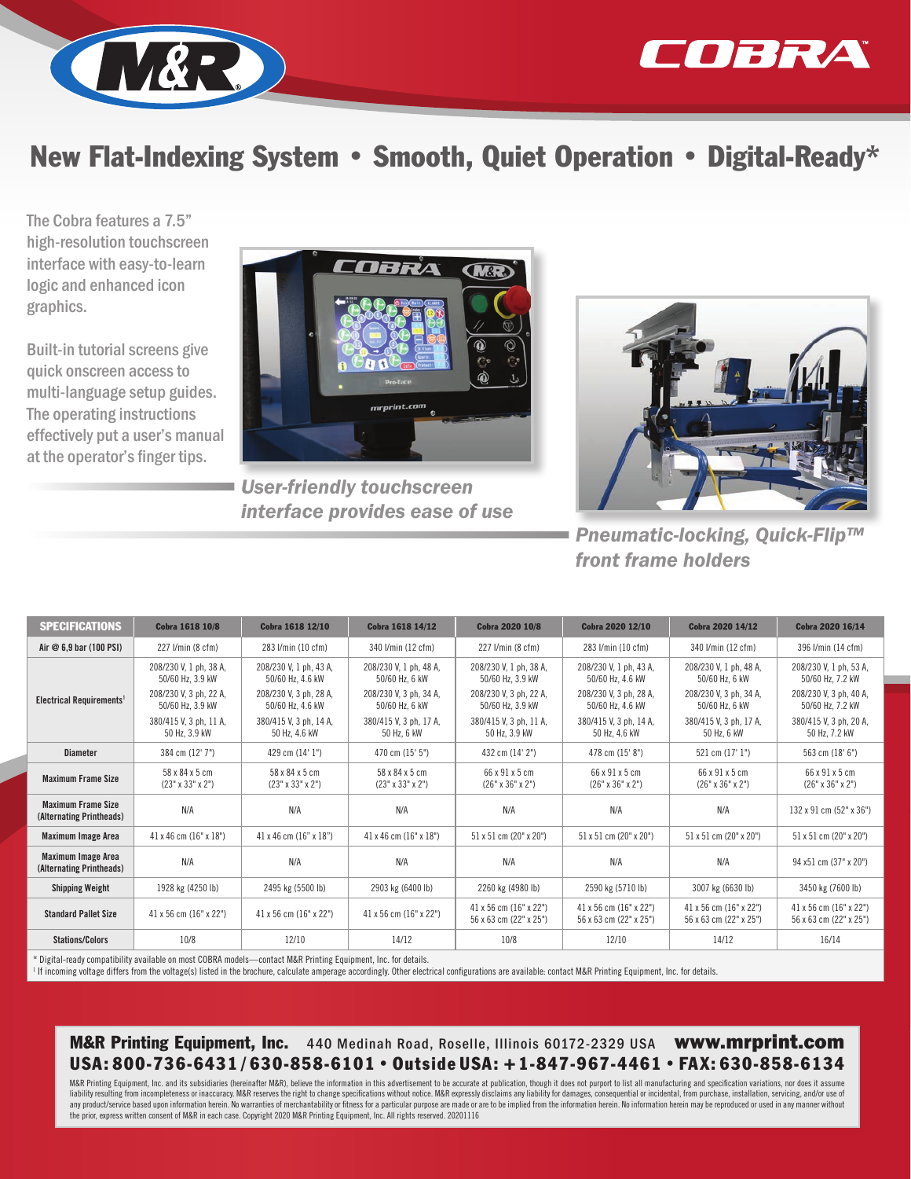## New Flat-Indexing System • Smooth, Quiet Operation • Digital-Ready*

The Cobra features a 7.5" high-resolution touchscreen interface with easy-to-learn logic and enhanced icon graphics.

Built-in tutorial screens give quick onscreen access to multi-language setup guides. The operating instructions effectively put a user's manual at the operator's finger tips.

*User-friendly touchscreen interface provides ease of use*

*Pneumatic-locking, Quick-Flip™ front frame holders*

| SPECIFICATIONS | Cobra 1618 10/8 | Cobra 1618 12/10 | Cobra 1618 14/12 | Cobra 2020 10/8 | Cobra 2020 12/10 | Cobra 2020 14/12 | Cobra 2020 16/14 |
|---|---|---|---|---|---|---|---|
| Air @ 6,9 bar (100 PSI) | 227 l/min (8 cfm) | 283 l/min (10 cfm) | 340 l/min (12 cfm) | 227 l/min (8 cfm) | 283 l/min (10 cfm) | 340 l/min (12 cfm) | 396 l/min (14 cfm) |
| Electrical Requirements[1] | 208/230 V, 1 ph, 38 A, 50/60 Hz, 3.9 kW<br>208/230 V, 3 ph, 22 A, 50/60 Hz, 3.9 kW<br>380/415 V, 3 ph, 11 A, 50 Hz, 3.9 kW | 208/230 V, 1 ph, 43 A, 50/60 Hz, 4.6 kW<br>208/230 V, 3 ph, 28 A, 50/60 Hz, 4.6 kW<br>380/415 V, 3 ph, 14 A, 50 Hz, 4.6 kW | 208/230 V, 1 ph, 48 A, 50/60 Hz, 6 kW<br>208/230 V, 3 ph, 34 A, 50/60 Hz, 6 kW<br>380/415 V, 3 ph, 17 A, 50 Hz, 6 kW | 208/230 V, 1 ph, 38 A, 50/60 Hz, 3.9 kW<br>208/230 V, 3 ph, 22 A, 50/60 Hz, 3.9 kW<br>380/415 V, 3 ph, 11 A, 50 Hz, 3.9 kW | 208/230 V, 1 ph, 43 A, 50/60 Hz, 4.6 kW<br>208/230 V, 3 ph, 28 A, 50/60 Hz, 4.6 kW<br>380/415 V, 3 ph, 14 A, 50 Hz, 4.6 kW | 208/230 V, 1 ph, 48 A, 50/60 Hz, 6 kW<br>208/230 V, 3 ph, 34 A, 50/60 Hz, 6 kW<br>380/415 V, 3 ph, 17 A, 50 Hz, 6 kW | 208/230 V, 1 ph, 53 A, 50/60 Hz, 7.2 kW<br>208/230 V, 3 ph, 40 A, 50/60 Hz, 7.2 kW<br>380/415 V, 3 ph, 20 A, 50 Hz, 7.2 kW |
| Diameter | 384 cm (12' 7") | 429 cm (14' 1") | 470 cm (15' 5") | 432 cm (14' 2") | 478 cm (15' 8") | 521 cm (17' 1") | 563 cm (18' 6") |
| Maximum Frame Size | 58 x 84 x 5 cm (23" x 33" x 2") | 58 x 84 x 5 cm (23" x 33" x 2") | 58 x 84 x 5 cm (23" x 33" x 2") | 66 x 91 x 5 cm (26" x 36" x 2") | 66 x 91 x 5 cm (26" x 36" x 2") | 66 x 91 x 5 cm (26" x 36" x 2") | 66 x 91 x 5 cm (26" x 36" x 2") |
| Maximum Frame Size (Alternating Printheads) | N/A | N/A | N/A | N/A | N/A | N/A | 132 x 91 cm (52" x 36") |
| Maximum Image Area | 41 x 46 cm (16" x 18") | 41 x 46 cm (16" x 18") | 41 x 46 cm (16" x 18") | 51 x 51 cm (20" x 20") | 51 x 51 cm (20" x 20") | 51 x 51 cm (20" x 20") | 51 x 51 cm (20" x 20") |
| Maximum Image Area (Alternating Printheads) | N/A | N/A | N/A | N/A | N/A | N/A | 94 x51 cm (37" x 20") |
| Shipping Weight | 1928 kg (4250 lb) | 2495 kg (5500 lb) | 2903 kg (6400 lb) | 2260 kg (4980 lb) | 2590 kg (5710 lb) | 3007 kg (6630 lb) | 3450 kg (7600 lb) |
| Standard Pallet Size | 41 x 56 cm (16" x 22") | 41 x 56 cm (16" x 22") | 41 x 56 cm (16" x 22") | 41 x 56 cm (16" x 22")<br>56 x 63 cm (22" x 25") | 41 x 56 cm (16" x 22")<br>56 x 63 cm (22" x 25") | 41 x 56 cm (16" x 22")<br>56 x 63 cm (22" x 25") | 41 x 56 cm (16" x 22")<br>56 x 63 cm (22" x 25") |
| Stations/Colors | 10/8 | 12/10 | 14/12 | 10/8 | 12/10 | 14/12 | 16/14 |

* Digital-ready compatibility available on most COBRA models—contact M&R Printing Equipment, Inc. for details.

[1] If incoming voltage differs from the voltage(s) listed in the brochure, calculate amperage accordingly. Other electrical configurations are available: contact M&R Printing Equipment, Inc. for details.

**M&R Printing Equipment, Inc.** 440 Medinah Road, Roselle, Illinois 60172-2329 USA **www.mrprint.com**

**USA: 800-736-6431 / 630-858-6101 • Outside USA: +1-847-967-4461 • FAX: 630-858-6134**

M&R Printing Equipment, Inc. and its subsidiaries (hereinafter M&R), believe the information in this advertisement to be accurate at publication, though it does not purport to list all manufacturing and specification variations, nor does it assume liability resulting from incompleteness or inaccuracy. M&R reserves the right to change specifications without notice. M&R expressly disclaims any liability for damages, consequential or incidental, from purchase, installation, servicing, and/or use of any product/service based upon information herein. No warranties of merchantability or fitness for a particular purpose are made or are to be implied from the information herein. No information herein may be reproduced or used in any manner without the prior, express written consent of M&R in each case. Copyright 2020 M&R Printing Equipment, Inc. All rights reserved. 20201116